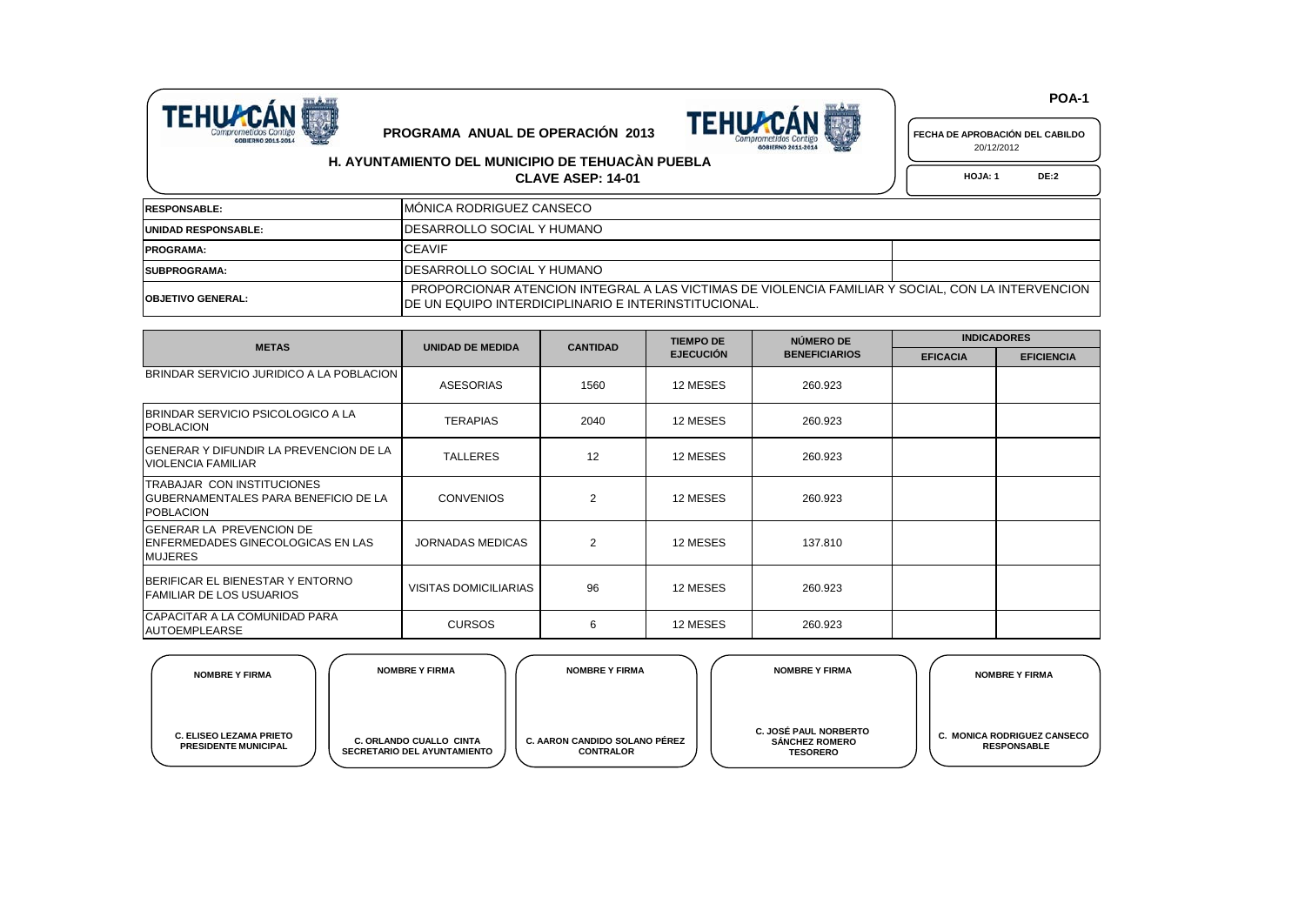POA-1

# PROGRAMA ANUAL DE OPERACIÓN 2013

## H. AYUNTAMIENTO DEL MUNICIPIO DE TEHUACÀN PUEBLA

**CLAVE ASEP: 14-01**

**FECHA DE APROBACIÓN DEL CABILDO**
20/12/2012

**HOJA: 1 DE:2**

| | |
|---|---|
| **RESPONSABLE:** | MÓNICA RODRIGUEZ CANSECO |
| **UNIDAD RESPONSABLE:** | DESARROLLO SOCIAL Y HUMANO |
| **PROGRAMA:** | CEAVIF |
| **SUBPROGRAMA:** | DESARROLLO SOCIAL Y HUMANO |
| **OBJETIVO GENERAL:** | PROPORCIONAR ATENCION INTEGRAL A LAS VICTIMAS DE VIOLENCIA FAMILIAR Y SOCIAL, CON LA INTERVENCION DE UN EQUIPO INTERDICIPLINARIO E INTERINSTITUCIONAL. |

| METAS | UNIDAD DE MEDIDA | CANTIDAD | TIEMPO DE EJECUCIÓN | NÚMERO DE BENEFICIARIOS | INDICADORES | |
|---|---|---|---|---|---|---|
| | | | | | EFICACIA | EFICIENCIA |
| BRINDAR SERVICIO JURIDICO A LA POBLACION | ASESORIAS | 1560 | 12 MESES | 260.923 | | |
| BRINDAR SERVICIO PSICOLOGICO A LA POBLACION | TERAPIAS | 2040 | 12 MESES | 260.923 | | |
| GENERAR Y DIFUNDIR LA PREVENCION DE LA VIOLENCIA FAMILIAR | TALLERES | 12 | 12 MESES | 260.923 | | |
| TRABAJAR CON INSTITUCIONES GUBERNAMENTALES PARA BENEFICIO DE LA POBLACION | CONVENIOS | 2 | 12 MESES | 260.923 | | |
| GENERAR LA PREVENCION DE ENFERMEDADES GINECOLOGICAS EN LAS MUJERES | JORNADAS MEDICAS | 2 | 12 MESES | 137.810 | | |
| BERIFICAR EL BIENESTAR Y ENTORNO FAMILIAR DE LOS USUARIOS | VISITAS DOMICILIARIAS | 96 | 12 MESES | 260.923 | | |
| CAPACITAR A LA COMUNIDAD PARA AUTOEMPLEARSE | CURSOS | 6 | 12 MESES | 260.923 | | |

| NOMBRE Y FIRMA | NOMBRE Y FIRMA | NOMBRE Y FIRMA | NOMBRE Y FIRMA | NOMBRE Y FIRMA |
|---|---|---|---|---|
| C. ELISEO LEZAMA PRIETO<br>PRESIDENTE MUNICIPAL | C. ORLANDO CUALLO CINTA<br>SECRETARIO DEL AYUNTAMIENTO | C. AARON CANDIDO SOLANO PÉREZ<br>CONTRALOR | C. JOSÉ PAUL NORBERTO SÁNCHEZ ROMERO<br>TESORERO | C. MONICA RODRIGUEZ CANSECO<br>RESPONSABLE |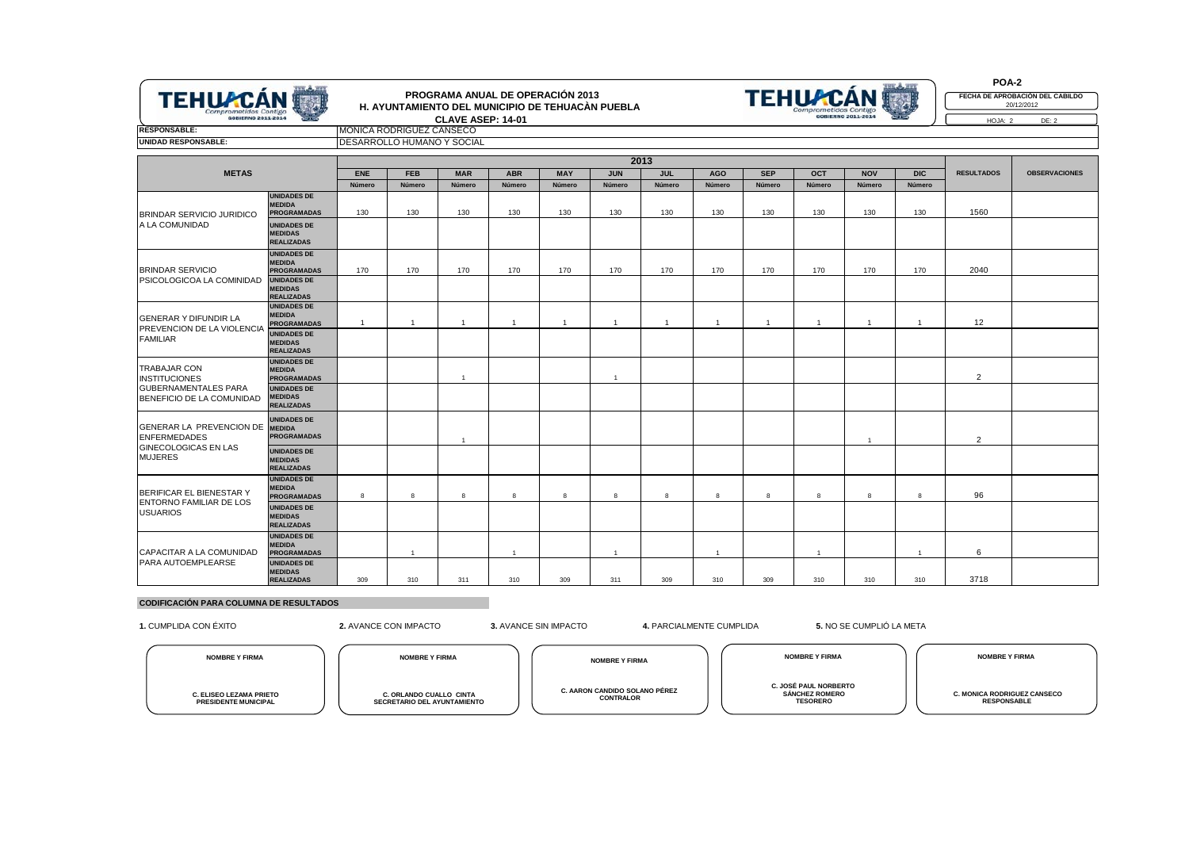**POA-2**

**PROGRAMA ANUAL DE OPERACIÓN 2013**
**H. AYUNTAMIENTO DEL MUNICIPIO DE TEHUACÀN PUEBLA**
**CLAVE ASEP: 14-01**

**FECHA DE APROBACIÓN DEL CABILDO** 20/12/2012

HOJA: 2 DE: 2

**RESPONSABLE:** MONICA RODRIGUEZ CANSECO
**UNIDAD RESPONSABLE:** DESARROLLO HUMANO Y SOCIAL

| METAS | | 2013 | | | | | | | | | | | | RESULTADOS | OBSERVACIONES |
|---|---|---|---|---|---|---|---|---|---|---|---|---|---|---|---|
| | | ENE | FEB | MAR | ABR | MAY | JUN | JUL | AGO | SEP | OCT | NOV | DIC | | |
| | | Número | Número | Número | Número | Número | Número | Número | Número | Número | Número | Número | Número | | |
| BRINDAR SERVICIO JURIDICO A LA COMUNIDAD | UNIDADES DE MEDIDA PROGRAMADAS | 130 | 130 | 130 | 130 | 130 | 130 | 130 | 130 | 130 | 130 | 130 | 130 | 1560 | |
| | UNIDADES DE MEDIDAS REALIZADAS | | | | | | | | | | | | | | |
| BRINDAR SERVICIO PSICOLOGICOA LA COMINIDAD | UNIDADES DE MEDIDA PROGRAMADAS | 170 | 170 | 170 | 170 | 170 | 170 | 170 | 170 | 170 | 170 | 170 | 170 | 2040 | |
| | UNIDADES DE MEDIDAS REALIZADAS | | | | | | | | | | | | | | |
| GENERAR Y DIFUNDIR LA PREVENCION DE LA VIOLENCIA FAMILIAR | UNIDADES DE MEDIDA PROGRAMADAS | 1 | 1 | 1 | 1 | 1 | 1 | 1 | 1 | 1 | 1 | 1 | 1 | 12 | |
| | UNIDADES DE MEDIDAS REALIZADAS | | | | | | | | | | | | | | |
| TRABAJAR CON INSTITUCIONES GUBERNAMENTALES PARA BENEFICIO DE LA COMUNIDAD | UNIDADES DE MEDIDA PROGRAMADAS | | | 1 | | | 1 | | | | | | | 2 | |
| | UNIDADES DE MEDIDAS REALIZADAS | | | | | | | | | | | | | | |
| GENERAR LA PREVENCION DE ENFERMEDADES GINECOLOGICAS EN LAS MUJERES | UNIDADES DE MEDIDA PROGRAMADAS | | | 1 | | | | | | | | 1 | | 2 | |
| | UNIDADES DE MEDIDAS REALIZADAS | | | | | | | | | | | | | | |
| BERIFICAR EL BIENESTAR Y ENTORNO FAMILIAR DE LOS USUARIOS | UNIDADES DE MEDIDA PROGRAMADAS | 8 | 8 | 8 | 8 | 8 | 8 | 8 | 8 | 8 | 8 | 8 | 8 | 96 | |
| | UNIDADES DE MEDIDAS REALIZADAS | | | | | | | | | | | | | | |
| CAPACITAR A LA COMUNIDAD PARA AUTOEMPLEARSE | UNIDADES DE MEDIDA PROGRAMADAS | | 1 | | 1 | | 1 | | 1 | | 1 | | 1 | 6 | |
| | UNIDADES DE MEDIDAS REALIZADAS | 309 | 310 | 311 | 310 | 309 | 311 | 309 | 310 | 309 | 310 | 310 | 310 | 3718 | |

**CODIFICACIÓN PARA COLUMNA DE RESULTADOS**

**1.** CUMPLIDA CON ÉXITO **2.** AVANCE CON IMPACTO **3.** AVANCE SIN IMPACTO **4.** PARCIALMENTE CUMPLIDA **5.** NO SE CUMPLIÓ LA META

| NOMBRE Y FIRMA | NOMBRE Y FIRMA | NOMBRE Y FIRMA | NOMBRE Y FIRMA | NOMBRE Y FIRMA |
|---|---|---|---|---|
| C. ELISEO LEZAMA PRIETO<br>PRESIDENTE MUNICIPAL | C. ORLANDO CUALLO CINTA<br>SECRETARIO DEL AYUNTAMIENTO | C. AARON CANDIDO SOLANO PÉREZ<br>CONTRALOR | C. JOSÉ PAUL NORBERTO SÁNCHEZ ROMERO<br>TESORERO | C. MONICA RODRIGUEZ CANSECO<br>RESPONSABLE |